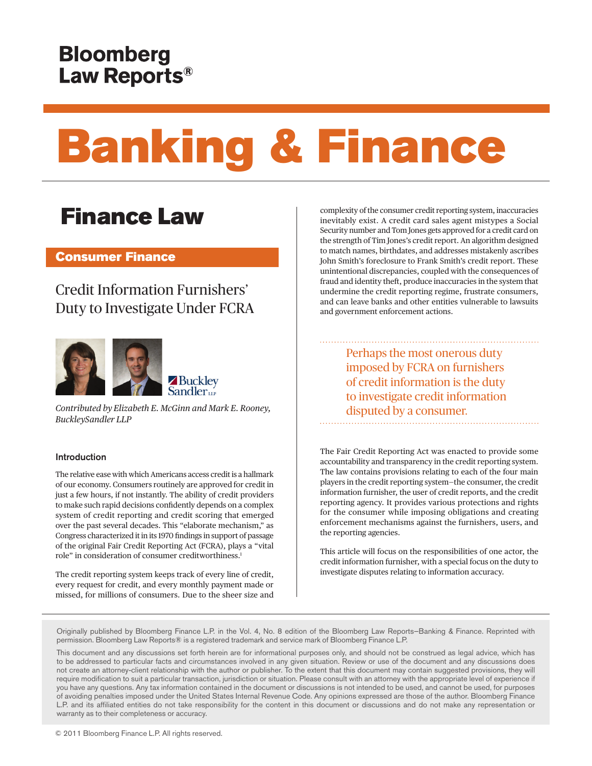# Bloomberg Law Reports®

# Banking & Finance

## Finance Law

### Consumer Finance

## Credit Information Furnishers' Duty to Investigate Under FCRA

*Contributed by Elizabeth E. McGinn and Mark E. Rooney, BuckleySandler LLP*

### Introduction

The relative ease with which Americans access credit is a hallmark of our economy. Consumers routinely are approved for credit in just a few hours, if not instantly. The ability of credit providers to make such rapid decisions confidently depends on a complex system of credit reporting and credit scoring that emerged over the past several decades. This "elaborate mechanism," as Congress characterized it in its 1970 findings in support of passage of the original Fair Credit Reporting Act (FCRA), plays a "vital role" in consideration of consumer creditworthiness.[1]

The credit reporting system keeps track of every line of credit, every request for credit, and every monthly payment made or missed, for millions of consumers. Due to the sheer size and complexity of the consumer credit reporting system, inaccuracies inevitably exist. A credit card sales agent mistypes a Social Security number and Tom Jones gets approved for a credit card on the strength of Tim Jones's credit report. An algorithm designed to match names, birthdates, and addresses mistakenly ascribes John Smith's foreclosure to Frank Smith's credit report. These unintentional discrepancies, coupled with the consequences of fraud and identity theft, produce inaccuracies in the system that undermine the credit reporting regime, frustrate consumers, and can leave banks and other entities vulnerable to lawsuits and government enforcement actions.

> Perhaps the most onerous duty imposed by FCRA on furnishers of credit information is the duty to investigate credit information disputed by a consumer.

The Fair Credit Reporting Act was enacted to provide some accountability and transparency in the credit reporting system. The law contains provisions relating to each of the four main players in the credit reporting system–the consumer, the credit information furnisher, the user of credit reports, and the credit reporting agency. It provides various protections and rights for the consumer while imposing obligations and creating enforcement mechanisms against the furnishers, users, and the reporting agencies.

This article will focus on the responsibilities of one actor, the credit information furnisher, with a special focus on the duty to investigate disputes relating to information accuracy.

---

Originally published by Bloomberg Finance L.P. in the Vol. 4, No. 8 edition of the Bloomberg Law Reports–Banking & Finance. Reprinted with permission. Bloomberg Law Reports® is a registered trademark and service mark of Bloomberg Finance L.P.

This document and any discussions set forth herein are for informational purposes only, and should not be construed as legal advice, which has to be addressed to particular facts and circumstances involved in any given situation. Review or use of the document and any discussions does not create an attorney-client relationship with the author or publisher. To the extent that this document may contain suggested provisions, they will require modification to suit a particular transaction, jurisdiction or situation. Please consult with an attorney with the appropriate level of experience if you have any questions. Any tax information contained in the document or discussions is not intended to be used, and cannot be used, for purposes of avoiding penalties imposed under the United States Internal Revenue Code. Any opinions expressed are those of the author. Bloomberg Finance L.P. and its affiliated entities do not take responsibility for the content in this document or discussions and do not make any representation or warranty as to their completeness or accuracy.

© 2011 Bloomberg Finance L.P. All rights reserved.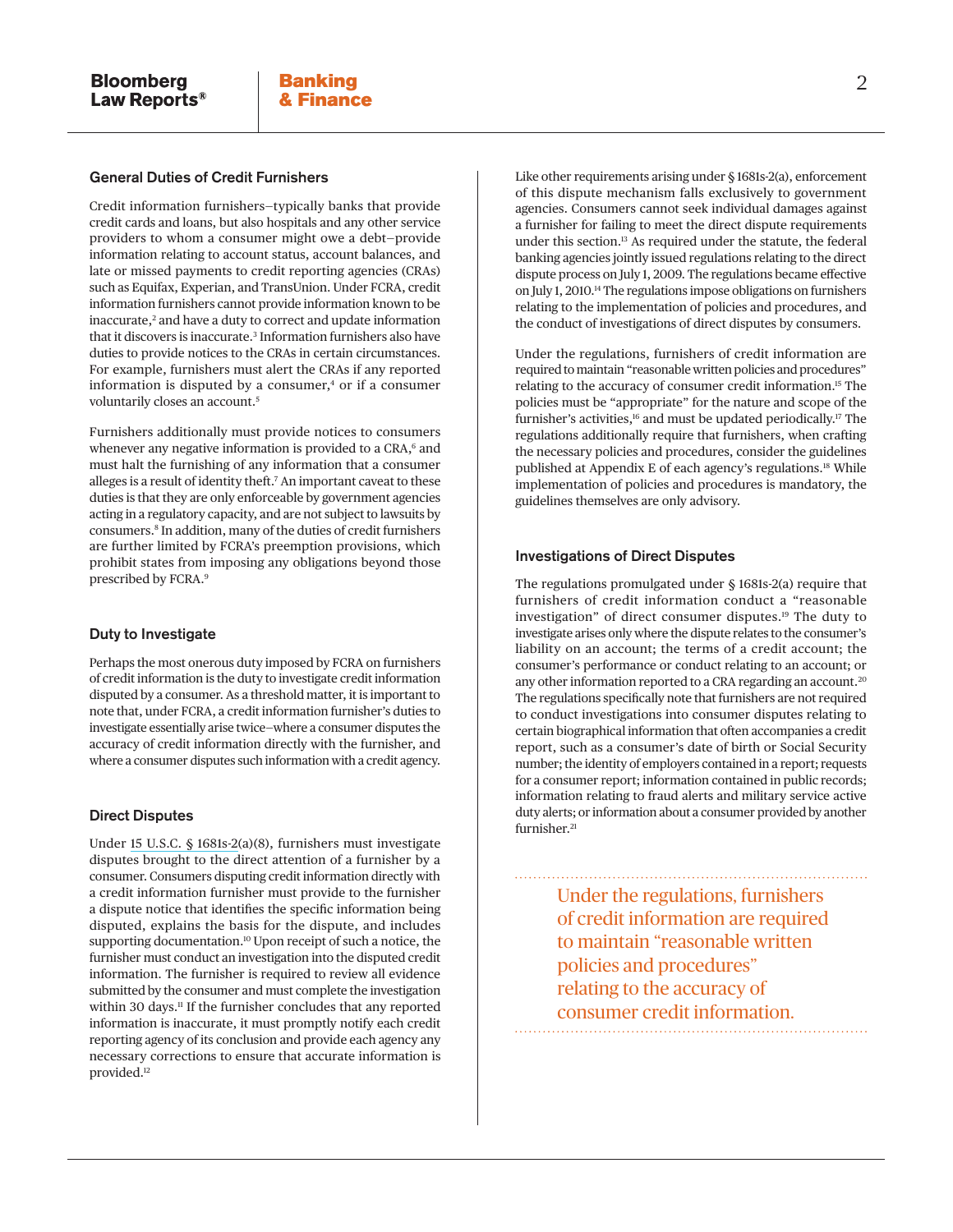## General Duties of Credit Furnishers

Credit information furnishers—typically banks that provide credit cards and loans, but also hospitals and any other service providers to whom a consumer might owe a debt—provide information relating to account status, account balances, and late or missed payments to credit reporting agencies (CRAs) such as Equifax, Experian, and TransUnion. Under FCRA, credit information furnishers cannot provide information known to be inaccurate,[2] and have a duty to correct and update information that it discovers is inaccurate.[3] Information furnishers also have duties to provide notices to the CRAs in certain circumstances. For example, furnishers must alert the CRAs if any reported information is disputed by a consumer,[4] or if a consumer voluntarily closes an account.[5]

Furnishers additionally must provide notices to consumers whenever any negative information is provided to a CRA,[6] and must halt the furnishing of any information that a consumer alleges is a result of identity theft.[7] An important caveat to these duties is that they are only enforceable by government agencies acting in a regulatory capacity, and are not subject to lawsuits by consumers.[8] In addition, many of the duties of credit furnishers are further limited by FCRA's preemption provisions, which prohibit states from imposing any obligations beyond those prescribed by FCRA.[9]

## Duty to Investigate

Perhaps the most onerous duty imposed by FCRA on furnishers of credit information is the duty to investigate credit information disputed by a consumer. As a threshold matter, it is important to note that, under FCRA, a credit information furnisher's duties to investigate essentially arise twice—where a consumer disputes the accuracy of credit information directly with the furnisher, and where a consumer disputes such information with a credit agency.

## Direct Disputes

Under 15 U.S.C. § 1681s-2(a)(8), furnishers must investigate disputes brought to the direct attention of a furnisher by a consumer. Consumers disputing credit information directly with a credit information furnisher must provide to the furnisher a dispute notice that identifies the specific information being disputed, explains the basis for the dispute, and includes supporting documentation.[10] Upon receipt of such a notice, the furnisher must conduct an investigation into the disputed credit information. The furnisher is required to review all evidence submitted by the consumer and must complete the investigation within 30 days.[11] If the furnisher concludes that any reported information is inaccurate, it must promptly notify each credit reporting agency of its conclusion and provide each agency any necessary corrections to ensure that accurate information is provided.[12]

Like other requirements arising under § 1681s-2(a), enforcement of this dispute mechanism falls exclusively to government agencies. Consumers cannot seek individual damages against a furnisher for failing to meet the direct dispute requirements under this section.[13] As required under the statute, the federal banking agencies jointly issued regulations relating to the direct dispute process on July 1, 2009. The regulations became effective on July 1, 2010.[14] The regulations impose obligations on furnishers relating to the implementation of policies and procedures, and the conduct of investigations of direct disputes by consumers.

Under the regulations, furnishers of credit information are required to maintain "reasonable written policies and procedures" relating to the accuracy of consumer credit information.[15] The policies must be "appropriate" for the nature and scope of the furnisher's activities,[16] and must be updated periodically.[17] The regulations additionally require that furnishers, when crafting the necessary policies and procedures, consider the guidelines published at Appendix E of each agency's regulations.[18] While implementation of policies and procedures is mandatory, the guidelines themselves are only advisory.

## Investigations of Direct Disputes

The regulations promulgated under § 1681s-2(a) require that furnishers of credit information conduct a "reasonable investigation" of direct consumer disputes.[19] The duty to investigate arises only where the dispute relates to the consumer's liability on an account; the terms of a credit account; the consumer's performance or conduct relating to an account; or any other information reported to a CRA regarding an account.[20] The regulations specifically note that furnishers are not required to conduct investigations into consumer disputes relating to certain biographical information that often accompanies a credit report, such as a consumer's date of birth or Social Security number; the identity of employers contained in a report; requests for a consumer report; information contained in public records; information relating to fraud alerts and military service active duty alerts; or information about a consumer provided by another furnisher.[21]

> Under the regulations, furnishers of credit information are required to maintain "reasonable written policies and procedures" relating to the accuracy of consumer credit information.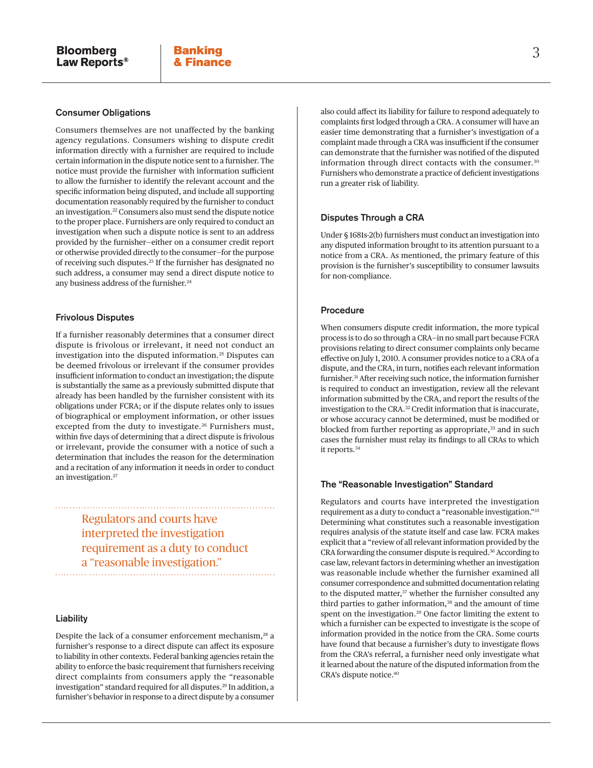## Consumer Obligations

Consumers themselves are not unaffected by the banking agency regulations. Consumers wishing to dispute credit information directly with a furnisher are required to include certain information in the dispute notice sent to a furnisher. The notice must provide the furnisher with information sufficient to allow the furnisher to identify the relevant account and the specific information being disputed, and include all supporting documentation reasonably required by the furnisher to conduct an investigation.[22] Consumers also must send the dispute notice to the proper place. Furnishers are only required to conduct an investigation when such a dispute notice is sent to an address provided by the furnisher—either on a consumer credit report or otherwise provided directly to the consumer—for the purpose of receiving such disputes.[23] If the furnisher has designated no such address, a consumer may send a direct dispute notice to any business address of the furnisher.[24]

## Frivolous Disputes

If a furnisher reasonably determines that a consumer direct dispute is frivolous or irrelevant, it need not conduct an investigation into the disputed information.[25] Disputes can be deemed frivolous or irrelevant if the consumer provides insufficient information to conduct an investigation; the dispute is substantially the same as a previously submitted dispute that already has been handled by the furnisher consistent with its obligations under FCRA; or if the dispute relates only to issues of biographical or employment information, or other issues excepted from the duty to investigate.[26] Furnishers must, within five days of determining that a direct dispute is frivolous or irrelevant, provide the consumer with a notice of such a determination that includes the reason for the determination and a recitation of any information it needs in order to conduct an investigation.[27]

> Regulators and courts have interpreted the investigation requirement as a duty to conduct a "reasonable investigation."

## Liability

Despite the lack of a consumer enforcement mechanism,[28] a furnisher's response to a direct dispute can affect its exposure to liability in other contexts. Federal banking agencies retain the ability to enforce the basic requirement that furnishers receiving direct complaints from consumers apply the "reasonable investigation" standard required for all disputes.[29] In addition, a furnisher's behavior in response to a direct dispute by a consumer also could affect its liability for failure to respond adequately to complaints first lodged through a CRA. A consumer will have an easier time demonstrating that a furnisher's investigation of a complaint made through a CRA was insufficient if the consumer can demonstrate that the furnisher was notified of the disputed information through direct contacts with the consumer.[30] Furnishers who demonstrate a practice of deficient investigations run a greater risk of liability.

## Disputes Through a CRA

Under § 1681s-2(b) furnishers must conduct an investigation into any disputed information brought to its attention pursuant to a notice from a CRA. As mentioned, the primary feature of this provision is the furnisher's susceptibility to consumer lawsuits for non-compliance.

## Procedure

When consumers dispute credit information, the more typical process is to do so through a CRA—in no small part because FCRA provisions relating to direct consumer complaints only became effective on July 1, 2010. A consumer provides notice to a CRA of a dispute, and the CRA, in turn, notifies each relevant information furnisher.[31] After receiving such notice, the information furnisher is required to conduct an investigation, review all the relevant information submitted by the CRA, and report the results of the investigation to the CRA.[32] Credit information that is inaccurate, or whose accuracy cannot be determined, must be modified or blocked from further reporting as appropriate,[33] and in such cases the furnisher must relay its findings to all CRAs to which it reports.[34]

## The "Reasonable Investigation" Standard

Regulators and courts have interpreted the investigation requirement as a duty to conduct a "reasonable investigation."[35] Determining what constitutes such a reasonable investigation requires analysis of the statute itself and case law. FCRA makes explicit that a "review of all relevant information provided by the CRA forwarding the consumer dispute is required.[36] According to case law, relevant factors in determining whether an investigation was reasonable include whether the furnisher examined all consumer correspondence and submitted documentation relating to the disputed matter,[37] whether the furnisher consulted any third parties to gather information,[38] and the amount of time spent on the investigation.[39] One factor limiting the extent to which a furnisher can be expected to investigate is the scope of information provided in the notice from the CRA. Some courts have found that because a furnisher's duty to investigate flows from the CRA's referral, a furnisher need only investigate what it learned about the nature of the disputed information from the CRA's dispute notice.[40]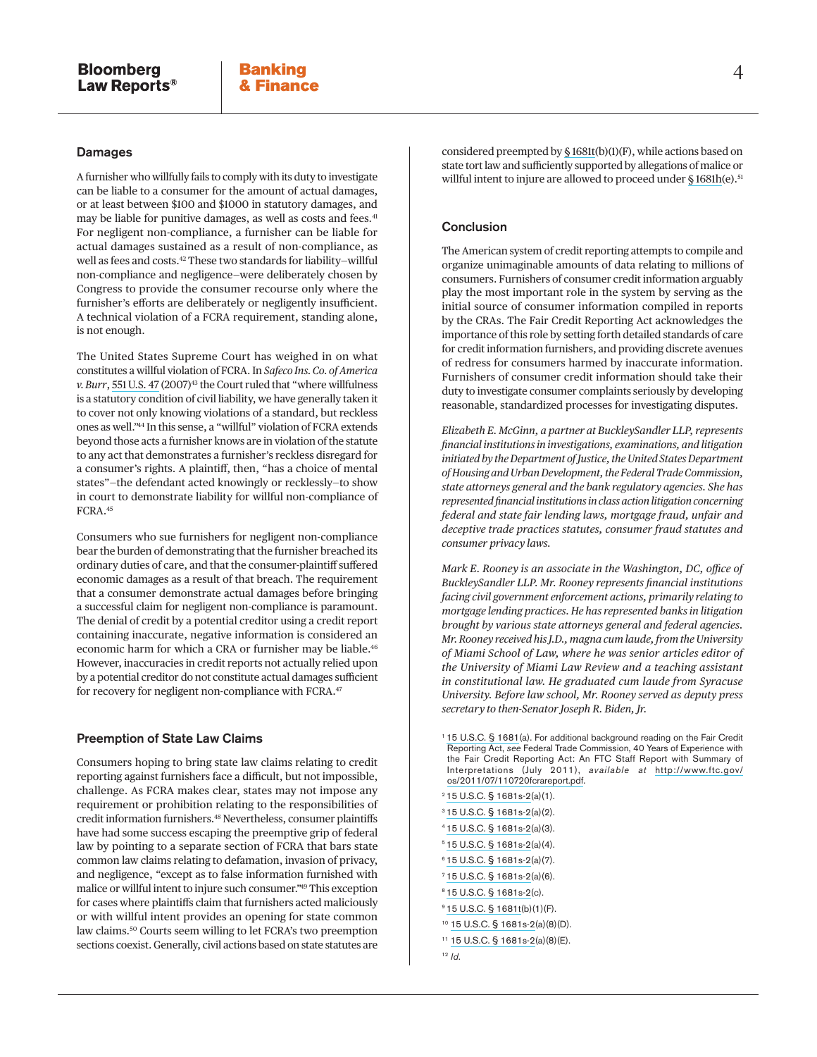## Damages

A furnisher who willfully fails to comply with its duty to investigate can be liable to a consumer for the amount of actual damages, or at least between $100 and $1000 in statutory damages, and may be liable for punitive damages, as well as costs and fees.[41] For negligent non-compliance, a furnisher can be liable for actual damages sustained as a result of non-compliance, as well as fees and costs.[42] These two standards for liability—willful non-compliance and negligence—were deliberately chosen by Congress to provide the consumer recourse only where the furnisher's efforts are deliberately or negligently insufficient. A technical violation of a FCRA requirement, standing alone, is not enough.

The United States Supreme Court has weighed in on what constitutes a willful violation of FCRA. In *Safeco Ins. Co. of America v. Burr*, 551 U.S. 47 (2007)[43] the Court ruled that "where willfulness is a statutory condition of civil liability, we have generally taken it to cover not only knowing violations of a standard, but reckless ones as well."[44] In this sense, a "willful" violation of FCRA extends beyond those acts a furnisher knows are in violation of the statute to any act that demonstrates a furnisher's reckless disregard for a consumer's rights. A plaintiff, then, "has a choice of mental states"—the defendant acted knowingly or recklessly—to show in court to demonstrate liability for willful non-compliance of FCRA.[45]

Consumers who sue furnishers for negligent non-compliance bear the burden of demonstrating that the furnisher breached its ordinary duties of care, and that the consumer-plaintiff suffered economic damages as a result of that breach. The requirement that a consumer demonstrate actual damages before bringing a successful claim for negligent non-compliance is paramount. The denial of credit by a potential creditor using a credit report containing inaccurate, negative information is considered an economic harm for which a CRA or furnisher may be liable.[46] However, inaccuracies in credit reports not actually relied upon by a potential creditor do not constitute actual damages sufficient for recovery for negligent non-compliance with FCRA.[47]

## Preemption of State Law Claims

Consumers hoping to bring state law claims relating to credit reporting against furnishers face a difficult, but not impossible, challenge. As FCRA makes clear, states may not impose any requirement or prohibition relating to the responsibilities of credit information furnishers.[48] Nevertheless, consumer plaintiffs have had some success escaping the preemptive grip of federal law by pointing to a separate section of FCRA that bars state common law claims relating to defamation, invasion of privacy, and negligence, "except as to false information furnished with malice or willful intent to injure such consumer."[49] This exception for cases where plaintiffs claim that furnishers acted maliciously or with willful intent provides an opening for state common law claims.[50] Courts seem willing to let FCRA's two preemption sections coexist. Generally, civil actions based on state statutes are considered preempted by § 1681t(b)(1)(F), while actions based on state tort law and sufficiently supported by allegations of malice or willful intent to injure are allowed to proceed under § 1681h(e).[51]

## Conclusion

The American system of credit reporting attempts to compile and organize unimaginable amounts of data relating to millions of consumers. Furnishers of consumer credit information arguably play the most important role in the system by serving as the initial source of consumer information compiled in reports by the CRAs. The Fair Credit Reporting Act acknowledges the importance of this role by setting forth detailed standards of care for credit information furnishers, and providing discrete avenues of redress for consumers harmed by inaccurate information. Furnishers of consumer credit information should take their duty to investigate consumer complaints seriously by developing reasonable, standardized processes for investigating disputes.

*Elizabeth E. McGinn, a partner at BuckleySandler LLP, represents financial institutions in investigations, examinations, and litigation initiated by the Department of Justice, the United States Department of Housing and Urban Development, the Federal Trade Commission, state attorneys general and the bank regulatory agencies. She has represented financial institutions in class action litigation concerning federal and state fair lending laws, mortgage fraud, unfair and deceptive trade practices statutes, consumer fraud statutes and consumer privacy laws.*

*Mark E. Rooney is an associate in the Washington, DC, office of BuckleySandler LLP. Mr. Rooney represents financial institutions facing civil government enforcement actions, primarily relating to mortgage lending practices. He has represented banks in litigation brought by various state attorneys general and federal agencies. Mr. Rooney received his J.D., magna cum laude, from the University of Miami School of Law, where he was senior articles editor of the University of Miami Law Review and a teaching assistant in constitutional law. He graduated cum laude from Syracuse University. Before law school, Mr. Rooney served as deputy press secretary to then-Senator Joseph R. Biden, Jr.*

[1] 15 U.S.C. § 1681(a). For additional background reading on the Fair Credit Reporting Act, *see* Federal Trade Commission, 40 Years of Experience with the Fair Credit Reporting Act: An FTC Staff Report with Summary of Interpretations (July 2011), *available at* http://www.ftc.gov/os/2011/07/110720fcrareport.pdf.

[2] 15 U.S.C. § 1681s-2(a)(1).

[3] 15 U.S.C. § 1681s-2(a)(2).

[4] 15 U.S.C. § 1681s-2(a)(3).

[5] 15 U.S.C. § 1681s-2(a)(4).

[6] 15 U.S.C. § 1681s-2(a)(7).

[7] 15 U.S.C. § 1681s-2(a)(6).

[8] 15 U.S.C. § 1681s-2(c).

[9] 15 U.S.C. § 1681t(b)(1)(F).

[10] 15 U.S.C. § 1681s-2(a)(8)(D).

[11] 15 U.S.C. § 1681s-2(a)(8)(E).

[12] *Id.*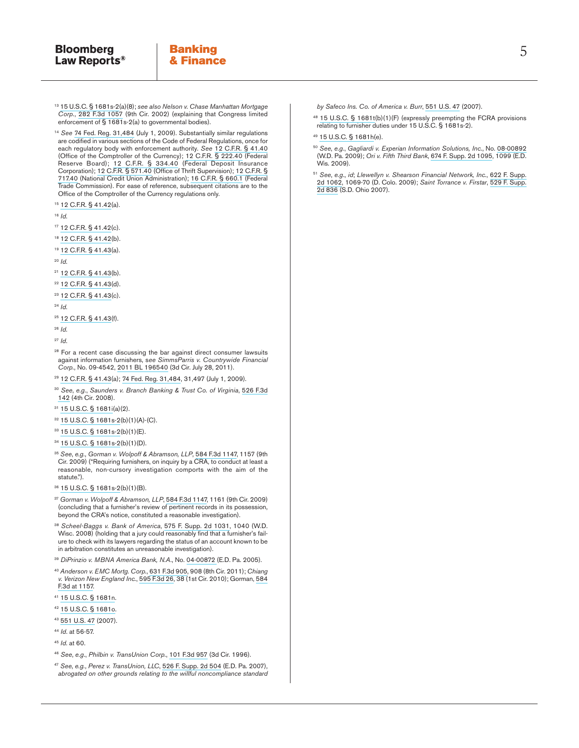[13] 15 U.S.C. § 1681s-2(a)(8); *see also Nelson v. Chase Manhattan Mortgage Corp.*, 282 F.3d 1057 (9th Cir. 2002) (explaining that Congress limited enforcement of § 1681s-2(a) to governmental bodies).

[14] *See* 74 Fed. Reg. 31,484 (July 1, 2009). Substantially similar regulations are codified in various sections of the Code of Federal Regulations, once for each regulatory body with enforcement authority. *See* 12 C.F.R. § 41.40 (Office of the Comptroller of the Currency); 12 C.F.R. § 222.40 (Federal Reserve Board); 12 C.F.R. § 334.40 (Federal Deposit Insurance Corporation); 12 C.F.R. § 571.40 (Office of Thrift Supervision); 12 C.F.R. § 717.40 (National Credit Union Administration); 16 C.F.R. § 660.1 (Federal Trade Commission). For ease of reference, subsequent citations are to the Office of the Comptroller of the Currency regulations only.

[15] 12 C.F.R. § 41.42(a).

[16] *Id.*

[17] 12 C.F.R. § 41.42(c).

[18] 12 C.F.R. § 41.42(b).

[19] 12 C.F.R. § 41.43(a).

[20] *Id.*

[21] 12 C.F.R. § 41.43(b).

[22] 12 C.F.R. § 41.43(d).

[23] 12 C.F.R. § 41.43(c).

[24] *Id.*

[25] 12 C.F.R. § 41.43(f).

[26] *Id.*

[27] *Id.*

[28] For a recent case discussing the bar against direct consumer lawsuits against information furnishers, *see SimmsParris v. Countrywide Financial Corp.*, No. 09-4542, 2011 BL 196540 (3d Cir. July 28, 2011).

[29] 12 C.F.R. § 41.43(a); 74 Fed. Reg. 31,484, 31,497 (July 1, 2009).

[30] *See, e.g.*, *Saunders v. Branch Banking & Trust Co. of Virginia*, 526 F.3d 142 (4th Cir. 2008).

[31] 15 U.S.C. § 1681i(a)(2).

[32] 15 U.S.C. § 1681s-2(b)(1)(A)-(C).

[33] 15 U.S.C. § 1681s-2(b)(1)(E).

[34] 15 U.S.C. § 1681s-2(b)(1)(D).

[35] *See, e.g.*, *Gorman v. Wolpoff & Abramson, LLP*, 584 F.3d 1147, 1157 (9th Cir. 2009) ("Requiring furnishers, on inquiry by a CRA, to conduct at least a reasonable, non-cursory investigation comports with the aim of the statute.").

[36] 15 U.S.C. § 1681s-2(b)(1)(B).

[37] *Gorman v. Wolpoff & Abramson, LLP*, 584 F.3d 1147, 1161 (9th Cir. 2009) (concluding that a furnisher's review of pertinent records in its possession, beyond the CRA's notice, constituted a reasonable investigation).

[38] *Scheel-Baggs v. Bank of America*, 575 F. Supp. 2d 1031, 1040 (W.D. Wisc. 2008) (holding that a jury could reasonably find that a furnisher's failure to check with its lawyers regarding the status of an account known to be in arbitration constitutes an unreasonable investigation).

[39] *DiPrinzio v. MBNA America Bank, N.A.*, No. 04-00872 (E.D. Pa. 2005).

[40] *Anderson v. EMC Mortg. Corp.*, 631 F.3d 905, 908 (8th Cir. 2011); *Chiang v. Verizon New England Inc.*, 595 F.3d 26, 38 (1st Cir. 2010); Gorman, 584 F.3d at 1157.

[41] 15 U.S.C. § 1681n.

[42] 15 U.S.C. § 1681o.

[43] 551 U.S. 47 (2007).

[44] *Id.* at 56-57.

[45] *Id.* at 60.

[46] *See, e.g.*, *Philbin v. TransUnion Corp.*, 101 F.3d 957 (3d Cir. 1996).

[47] *See, e.g.*, *Perez v. TransUnion, LLC*, 526 F. Supp. 2d 504 (E.D. Pa. 2007), *abrogated on other grounds relating to the willful noncompliance standard by Safeco Ins. Co. of America v. Burr*, 551 U.S. 47 (2007).

[48] 15 U.S.C. § 1681t(b)(1)(F) (expressly preempting the FCRA provisions relating to furnisher duties under 15 U.S.C. § 1681s-2).

[49] 15 U.S.C. § 1681h(e).

[50] *See, e.g.*, *Gagliardi v. Experian Information Solutions, Inc.*, No. 08-00892 (W.D. Pa. 2009); *Ori v. Fifth Third Bank*, 674 F. Supp. 2d 1095, 1099 (E.D. Wis. 2009).

[51] *See, e.g.*, *id*; *Llewellyn v. Shearson Financial Network, Inc.*, 622 F. Supp. 2d 1062, 1069-70 (D. Colo. 2009); *Saint Torrance v. Firstar*, 529 F. Supp. 2d 836 (S.D. Ohio 2007).